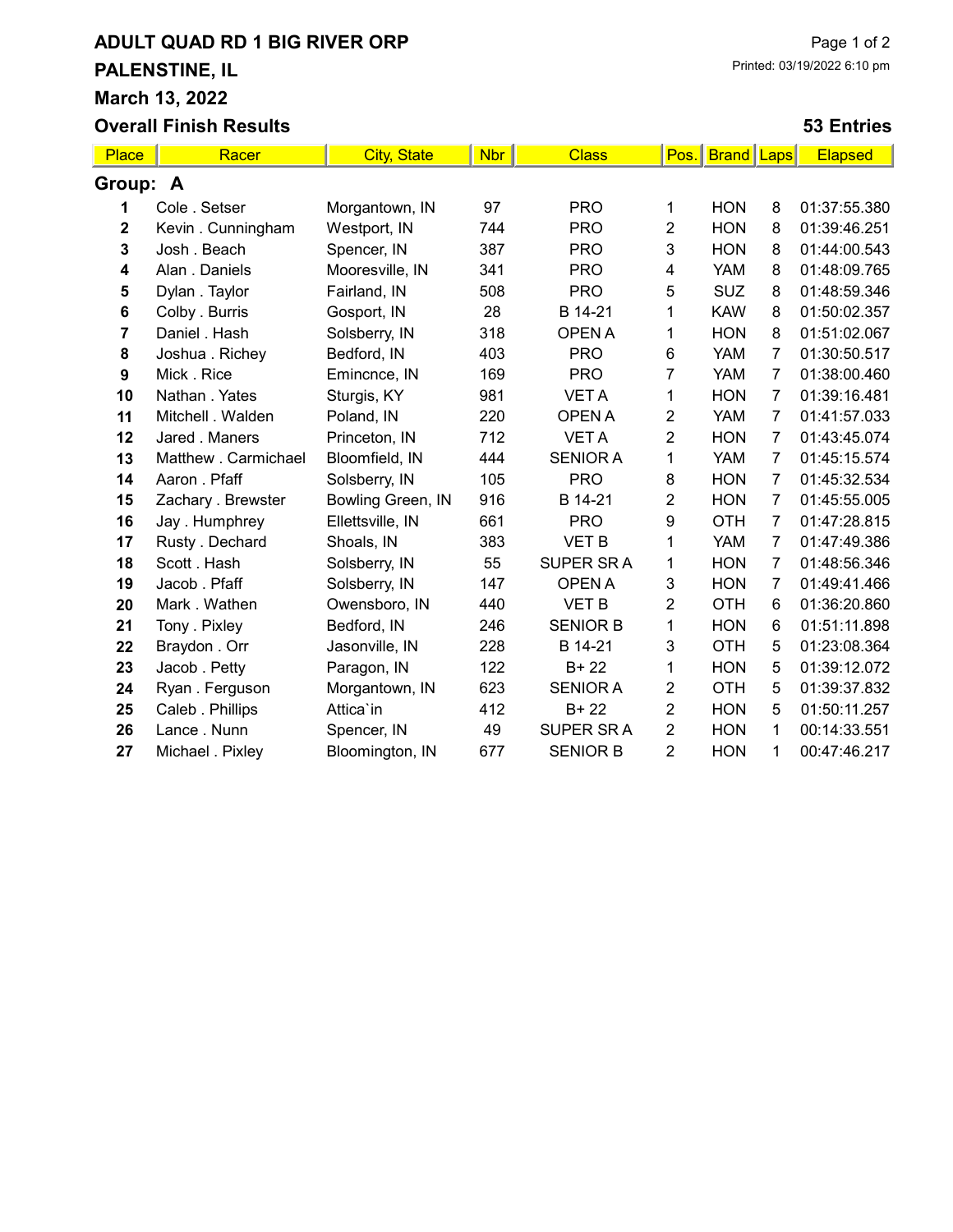# ADULT QUAD RD 1 BIG RIVER ORP

## PALENSTINE, IL

## March 13, 2022

## Overall Finish Results

**53 Entries**

| Place | Racer | City, State | Nbr | Class | Pos. | Brand | Laps | Elapsed |
|---|---|---|---|---|---|---|---|---|
| **Group: A** | | | | | | | | |
| **1** | Cole . Setser | Morgantown, IN | 97 | PRO | 1 | HON | 8 | 01:37:55.380 |
| **2** | Kevin . Cunningham | Westport, IN | 744 | PRO | 2 | HON | 8 | 01:39:46.251 |
| **3** | Josh . Beach | Spencer, IN | 387 | PRO | 3 | HON | 8 | 01:44:00.543 |
| **4** | Alan . Daniels | Mooresville, IN | 341 | PRO | 4 | YAM | 8 | 01:48:09.765 |
| **5** | Dylan . Taylor | Fairland, IN | 508 | PRO | 5 | SUZ | 8 | 01:48:59.346 |
| **6** | Colby . Burris | Gosport, IN | 28 | B 14-21 | 1 | KAW | 8 | 01:50:02.357 |
| **7** | Daniel . Hash | Solsberry, IN | 318 | OPEN A | 1 | HON | 8 | 01:51:02.067 |
| **8** | Joshua . Richey | Bedford, IN | 403 | PRO | 6 | YAM | 7 | 01:30:50.517 |
| **9** | Mick . Rice | Emincnce, IN | 169 | PRO | 7 | YAM | 7 | 01:38:00.460 |
| **10** | Nathan . Yates | Sturgis, KY | 981 | VET A | 1 | HON | 7 | 01:39:16.481 |
| **11** | Mitchell . Walden | Poland, IN | 220 | OPEN A | 2 | YAM | 7 | 01:41:57.033 |
| **12** | Jared . Maners | Princeton, IN | 712 | VET A | 2 | HON | 7 | 01:43:45.074 |
| **13** | Matthew . Carmichael | Bloomfield, IN | 444 | SENIOR A | 1 | YAM | 7 | 01:45:15.574 |
| **14** | Aaron . Pfaff | Solsberry, IN | 105 | PRO | 8 | HON | 7 | 01:45:32.534 |
| **15** | Zachary . Brewster | Bowling Green, IN | 916 | B 14-21 | 2 | HON | 7 | 01:45:55.005 |
| **16** | Jay . Humphrey | Ellettsville, IN | 661 | PRO | 9 | OTH | 7 | 01:47:28.815 |
| **17** | Rusty . Dechard | Shoals, IN | 383 | VET B | 1 | YAM | 7 | 01:47:49.386 |
| **18** | Scott . Hash | Solsberry, IN | 55 | SUPER SR A | 1 | HON | 7 | 01:48:56.346 |
| **19** | Jacob . Pfaff | Solsberry, IN | 147 | OPEN A | 3 | HON | 7 | 01:49:41.466 |
| **20** | Mark . Wathen | Owensboro, IN | 440 | VET B | 2 | OTH | 6 | 01:36:20.860 |
| **21** | Tony . Pixley | Bedford, IN | 246 | SENIOR B | 1 | HON | 6 | 01:51:11.898 |
| **22** | Braydon . Orr | Jasonville, IN | 228 | B 14-21 | 3 | OTH | 5 | 01:23:08.364 |
| **23** | Jacob . Petty | Paragon, IN | 122 | B+ 22 | 1 | HON | 5 | 01:39:12.072 |
| **24** | Ryan . Ferguson | Morgantown, IN | 623 | SENIOR A | 2 | OTH | 5 | 01:39:37.832 |
| **25** | Caleb . Phillips | Attica`in | 412 | B+ 22 | 2 | HON | 5 | 01:50:11.257 |
| **26** | Lance . Nunn | Spencer, IN | 49 | SUPER SR A | 2 | HON | 1 | 00:14:33.551 |
| **27** | Michael . Pixley | Bloomington, IN | 677 | SENIOR B | 2 | HON | 1 | 00:47:46.217 |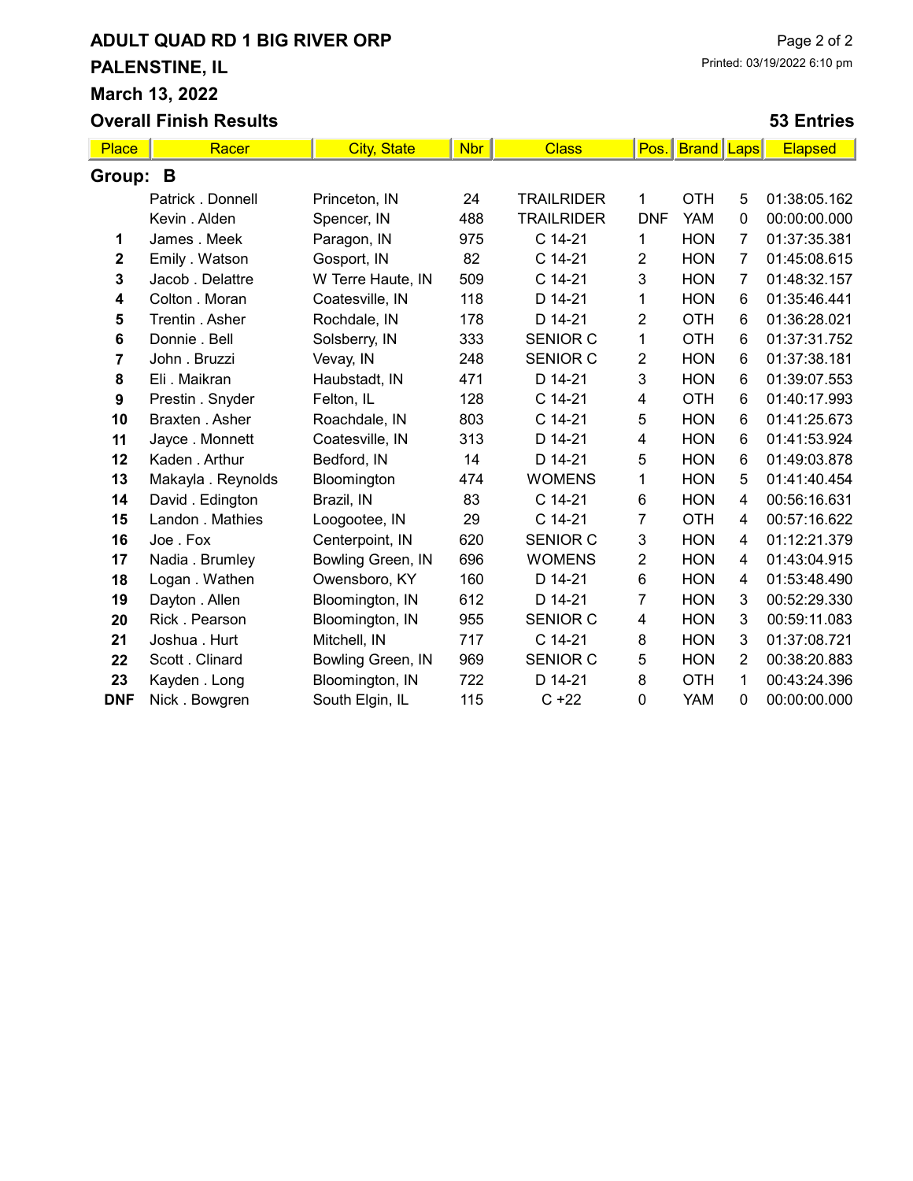# ADULT QUAD RD 1 BIG RIVER ORP

## PALENSTINE, IL

## March 13, 2022

## Overall Finish Results

Printed: 03/19/2022 6:10 pm

**53 Entries**

| Place | Racer | City, State | Nbr | Class | Pos. | Brand | Laps | Elapsed |
|---|---|---|---|---|---|---|---|---|
| **Group: B** | | | | | | | | |
| | Patrick . Donnell | Princeton, IN | 24 | TRAILRIDER | 1 | OTH | 5 | 01:38:05.162 |
| | Kevin . Alden | Spencer, IN | 488 | TRAILRIDER | DNF | YAM | 0 | 00:00:00.000 |
| **1** | James . Meek | Paragon, IN | 975 | C 14-21 | 1 | HON | 7 | 01:37:35.381 |
| **2** | Emily . Watson | Gosport, IN | 82 | C 14-21 | 2 | HON | 7 | 01:45:08.615 |
| **3** | Jacob . Delattre | W Terre Haute, IN | 509 | C 14-21 | 3 | HON | 7 | 01:48:32.157 |
| **4** | Colton . Moran | Coatesville, IN | 118 | D 14-21 | 1 | HON | 6 | 01:35:46.441 |
| **5** | Trentin . Asher | Rochdale, IN | 178 | D 14-21 | 2 | OTH | 6 | 01:36:28.021 |
| **6** | Donnie . Bell | Solsberry, IN | 333 | SENIOR C | 1 | OTH | 6 | 01:37:31.752 |
| **7** | John . Bruzzi | Vevay, IN | 248 | SENIOR C | 2 | HON | 6 | 01:37:38.181 |
| **8** | Eli . Maikran | Haubstadt, IN | 471 | D 14-21 | 3 | HON | 6 | 01:39:07.553 |
| **9** | Prestin . Snyder | Felton, IL | 128 | C 14-21 | 4 | OTH | 6 | 01:40:17.993 |
| **10** | Braxten . Asher | Roachdale, IN | 803 | C 14-21 | 5 | HON | 6 | 01:41:25.673 |
| **11** | Jayce . Monnett | Coatesville, IN | 313 | D 14-21 | 4 | HON | 6 | 01:41:53.924 |
| **12** | Kaden . Arthur | Bedford, IN | 14 | D 14-21 | 5 | HON | 6 | 01:49:03.878 |
| **13** | Makayla . Reynolds | Bloomington | 474 | WOMENS | 1 | HON | 5 | 01:41:40.454 |
| **14** | David . Edington | Brazil, IN | 83 | C 14-21 | 6 | HON | 4 | 00:56:16.631 |
| **15** | Landon . Mathies | Loogootee, IN | 29 | C 14-21 | 7 | OTH | 4 | 00:57:16.622 |
| **16** | Joe . Fox | Centerpoint, IN | 620 | SENIOR C | 3 | HON | 4 | 01:12:21.379 |
| **17** | Nadia . Brumley | Bowling Green, IN | 696 | WOMENS | 2 | HON | 4 | 01:43:04.915 |
| **18** | Logan . Wathen | Owensboro, KY | 160 | D 14-21 | 6 | HON | 4 | 01:53:48.490 |
| **19** | Dayton . Allen | Bloomington, IN | 612 | D 14-21 | 7 | HON | 3 | 00:52:29.330 |
| **20** | Rick . Pearson | Bloomington, IN | 955 | SENIOR C | 4 | HON | 3 | 00:59:11.083 |
| **21** | Joshua . Hurt | Mitchell, IN | 717 | C 14-21 | 8 | HON | 3 | 01:37:08.721 |
| **22** | Scott . Clinard | Bowling Green, IN | 969 | SENIOR C | 5 | HON | 2 | 00:38:20.883 |
| **23** | Kayden . Long | Bloomington, IN | 722 | D 14-21 | 8 | OTH | 1 | 00:43:24.396 |
| **DNF** | Nick . Bowgren | South Elgin, IL | 115 | C +22 | 0 | YAM | 0 | 00:00:00.000 |